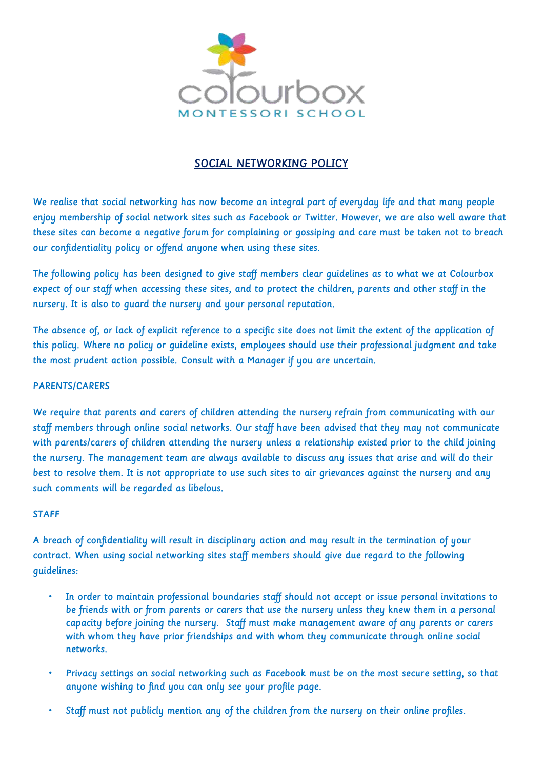colourbox
MONTESSORI SCHOOL

# SOCIAL NETWORKING POLICY

We realise that social networking has now become an integral part of everyday life and that many people enjoy membership of social network sites such as Facebook or Twitter. However, we are also well aware that these sites can become a negative forum for complaining or gossiping and care must be taken not to breach our confidentiality policy or offend anyone when using these sites.

The following policy has been designed to give staff members clear guidelines as to what we at Colourbox expect of our staff when accessing these sites, and to protect the children, parents and other staff in the nursery. It is also to guard the nursery and your personal reputation.

The absence of, or lack of explicit reference to a specific site does not limit the extent of the application of this policy. Where no policy or guideline exists, employees should use their professional judgment and take the most prudent action possible. Consult with a Manager if you are uncertain.

## PARENTS/CARERS

We require that parents and carers of children attending the nursery refrain from communicating with our staff members through online social networks. Our staff have been advised that they may not communicate with parents/carers of children attending the nursery unless a relationship existed prior to the child joining the nursery. The management team are always available to discuss any issues that arise and will do their best to resolve them. It is not appropriate to use such sites to air grievances against the nursery and any such comments will be regarded as libelous.

## STAFF

A breach of confidentiality will result in disciplinary action and may result in the termination of your contract. When using social networking sites staff members should give due regard to the following guidelines:

- In order to maintain professional boundaries staff should not accept or issue personal invitations to be friends with or from parents or carers that use the nursery unless they knew them in a personal capacity before joining the nursery. Staff must make management aware of any parents or carers with whom they have prior friendships and with whom they communicate through online social networks.
- Privacy settings on social networking such as Facebook must be on the most secure setting, so that anyone wishing to find you can only see your profile page.
- Staff must not publicly mention any of the children from the nursery on their online profiles.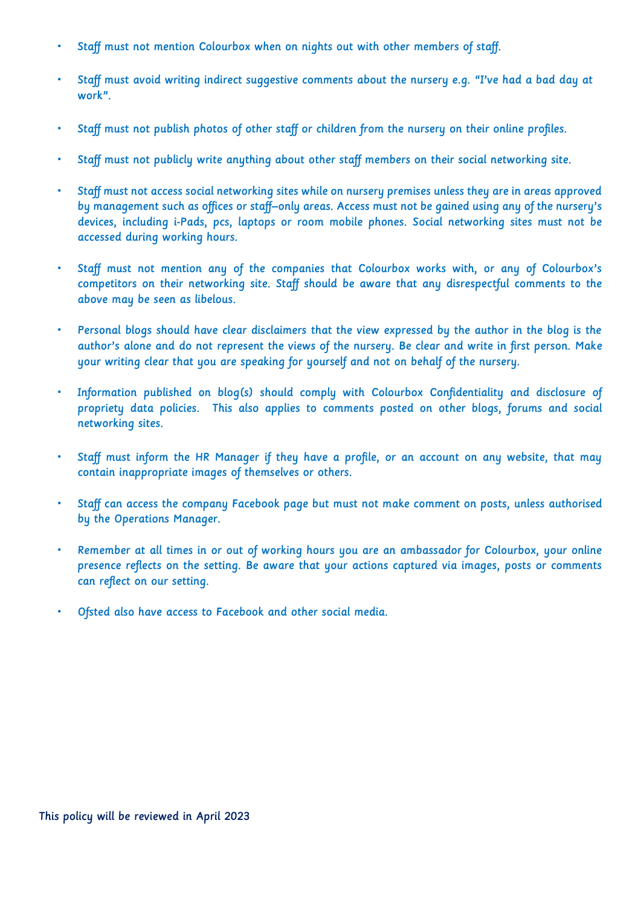- Staff must not mention Colourbox when on nights out with other members of staff.
- Staff must avoid writing indirect suggestive comments about the nursery e.g. "I've had a bad day at work".
- Staff must not publish photos of other staff or children from the nursery on their online profiles.
- Staff must not publicly write anything about other staff members on their social networking site.
- Staff must not access social networking sites while on nursery premises unless they are in areas approved by management such as offices or staff–only areas. Access must not be gained using any of the nursery's devices, including i-Pads, pcs, laptops or room mobile phones. Social networking sites must not be accessed during working hours.
- Staff must not mention any of the companies that Colourbox works with, or any of Colourbox's competitors on their networking site. Staff should be aware that any disrespectful comments to the above may be seen as libelous.
- Personal blogs should have clear disclaimers that the view expressed by the author in the blog is the author's alone and do not represent the views of the nursery. Be clear and write in first person. Make your writing clear that you are speaking for yourself and not on behalf of the nursery.
- Information published on blog(s) should comply with Colourbox Confidentiality and disclosure of propriety data policies. This also applies to comments posted on other blogs, forums and social networking sites.
- Staff must inform the HR Manager if they have a profile, or an account on any website, that may contain inappropriate images of themselves or others.
- Staff can access the company Facebook page but must not make comment on posts, unless authorised by the Operations Manager.
- Remember at all times in or out of working hours you are an ambassador for Colourbox, your online presence reflects on the setting. Be aware that your actions captured via images, posts or comments can reflect on our setting.
- Ofsted also have access to Facebook and other social media.

This policy will be reviewed in April 2023